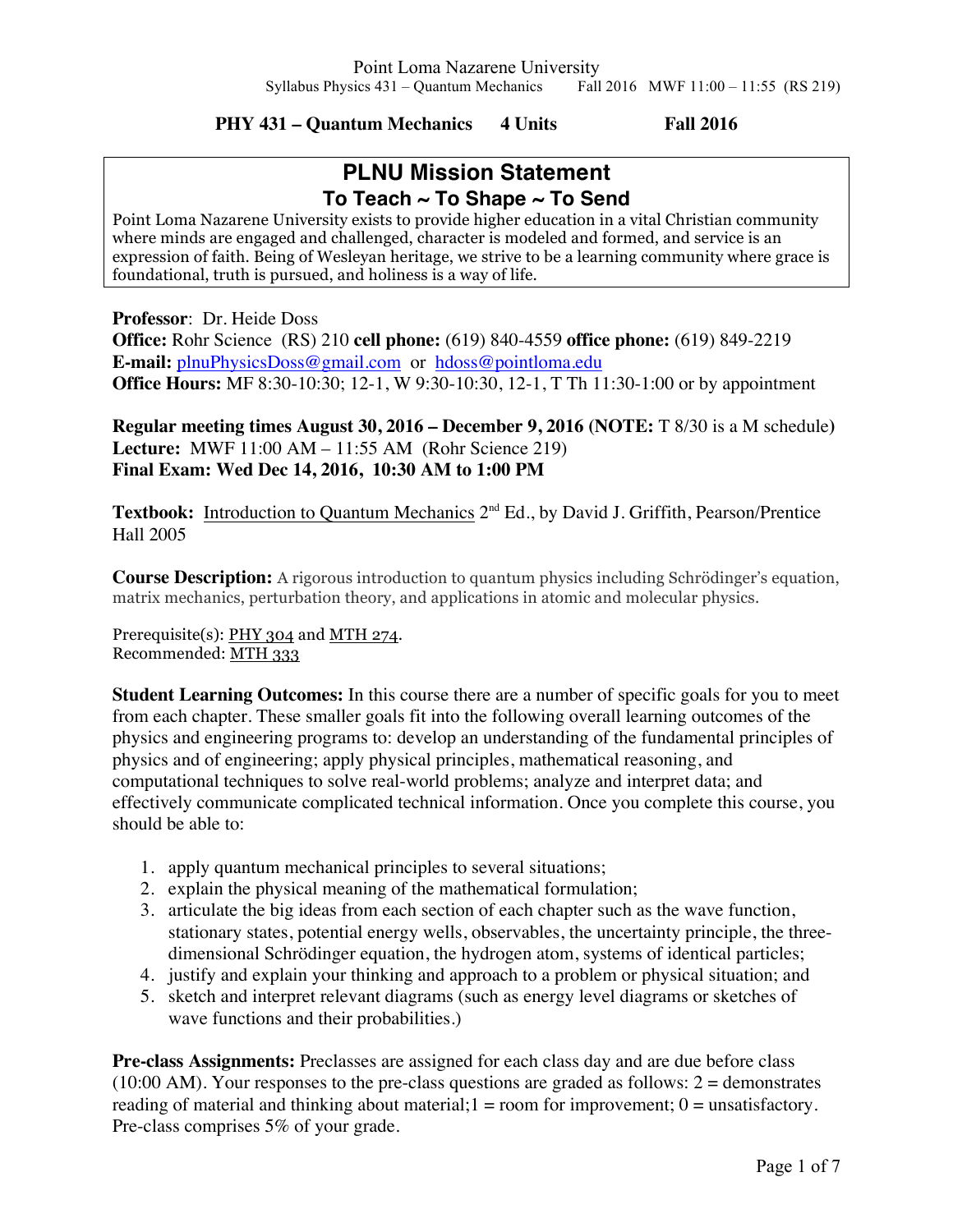**PHY 431 – Quantum Mechanics 4 Units Fall 2016**

## PLNU Mission Statement

### To Teach ~ To Shape ~ To Send

Point Loma Nazarene University exists to provide higher education in a vital Christian community where minds are engaged and challenged, character is modeled and formed, and service is an expression of faith. Being of Wesleyan heritage, we strive to be a learning community where grace is foundational, truth is pursued, and holiness is a way of life.

**Professor**: Dr. Heide Doss
**Office:** Rohr Science (RS) 210 **cell phone:** (619) 840-4559 **office phone:** (619) 849-2219
**E-mail:** plnuPhysicsDoss@gmail.com or hdoss@pointloma.edu
**Office Hours:** MF 8:30-10:30; 12-1, W 9:30-10:30, 12-1, T Th 11:30-1:00 or by appointment

**Regular meeting times August 30, 2016 – December 9, 2016 (NOTE:** T 8/30 is a M schedule**)**
**Lecture:** MWF 11:00 AM – 11:55 AM (Rohr Science 219)
**Final Exam: Wed Dec 14, 2016, 10:30 AM to 1:00 PM**

**Textbook:** Introduction to Quantum Mechanics 2nd Ed., by David J. Griffith, Pearson/Prentice Hall 2005

**Course Description:** A rigorous introduction to quantum physics including Schrödinger's equation, matrix mechanics, perturbation theory, and applications in atomic and molecular physics.

Prerequisite(s): PHY 304 and MTH 274.
Recommended: MTH 333

**Student Learning Outcomes:** In this course there are a number of specific goals for you to meet from each chapter. These smaller goals fit into the following overall learning outcomes of the physics and engineering programs to: develop an understanding of the fundamental principles of physics and of engineering; apply physical principles, mathematical reasoning, and computational techniques to solve real-world problems; analyze and interpret data; and effectively communicate complicated technical information. Once you complete this course, you should be able to:

1. apply quantum mechanical principles to several situations;
2. explain the physical meaning of the mathematical formulation;
3. articulate the big ideas from each section of each chapter such as the wave function, stationary states, potential energy wells, observables, the uncertainty principle, the three-dimensional Schrödinger equation, the hydrogen atom, systems of identical particles;
4. justify and explain your thinking and approach to a problem or physical situation; and
5. sketch and interpret relevant diagrams (such as energy level diagrams or sketches of wave functions and their probabilities.)

**Pre-class Assignments:** Preclasses are assigned for each class day and are due before class (10:00 AM). Your responses to the pre-class questions are graded as follows: 2 = demonstrates reading of material and thinking about material;1 = room for improvement; 0 = unsatisfactory. Pre-class comprises 5% of your grade.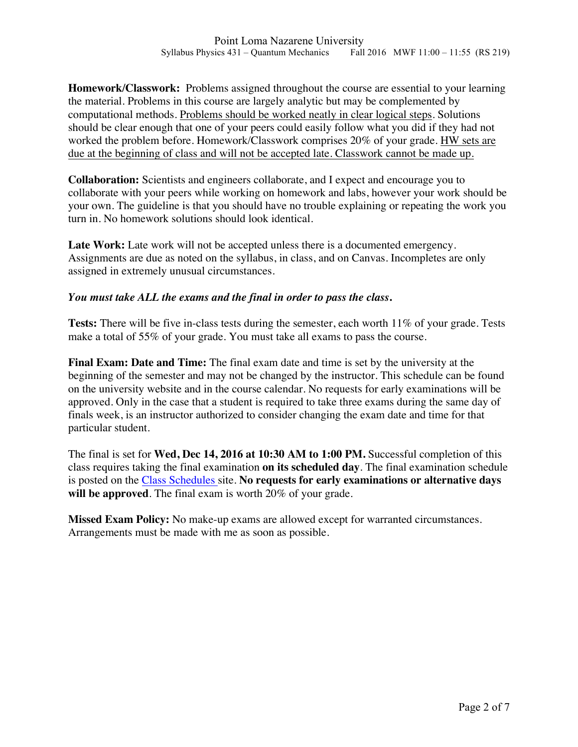**Homework/Classwork:** Problems assigned throughout the course are essential to your learning the material. Problems in this course are largely analytic but may be complemented by computational methods. Problems should be worked neatly in clear logical steps. Solutions should be clear enough that one of your peers could easily follow what you did if they had not worked the problem before. Homework/Classwork comprises 20% of your grade. HW sets are due at the beginning of class and will not be accepted late. Classwork cannot be made up.

**Collaboration:** Scientists and engineers collaborate, and I expect and encourage you to collaborate with your peers while working on homework and labs, however your work should be your own. The guideline is that you should have no trouble explaining or repeating the work you turn in. No homework solutions should look identical.

**Late Work:** Late work will not be accepted unless there is a documented emergency. Assignments are due as noted on the syllabus, in class, and on Canvas. Incompletes are only assigned in extremely unusual circumstances.

***You must take ALL the exams and the final in order to pass the class.***

**Tests:** There will be five in-class tests during the semester, each worth 11% of your grade. Tests make a total of 55% of your grade. You must take all exams to pass the course.

**Final Exam: Date and Time:** The final exam date and time is set by the university at the beginning of the semester and may not be changed by the instructor. This schedule can be found on the university website and in the course calendar. No requests for early examinations will be approved. Only in the case that a student is required to take three exams during the same day of finals week, is an instructor authorized to consider changing the exam date and time for that particular student.

The final is set for **Wed, Dec 14, 2016 at 10:30 AM to 1:00 PM.** Successful completion of this class requires taking the final examination **on its scheduled day**. The final examination schedule is posted on the Class Schedules site. **No requests for early examinations or alternative days will be approved**. The final exam is worth 20% of your grade.

**Missed Exam Policy:** No make-up exams are allowed except for warranted circumstances. Arrangements must be made with me as soon as possible.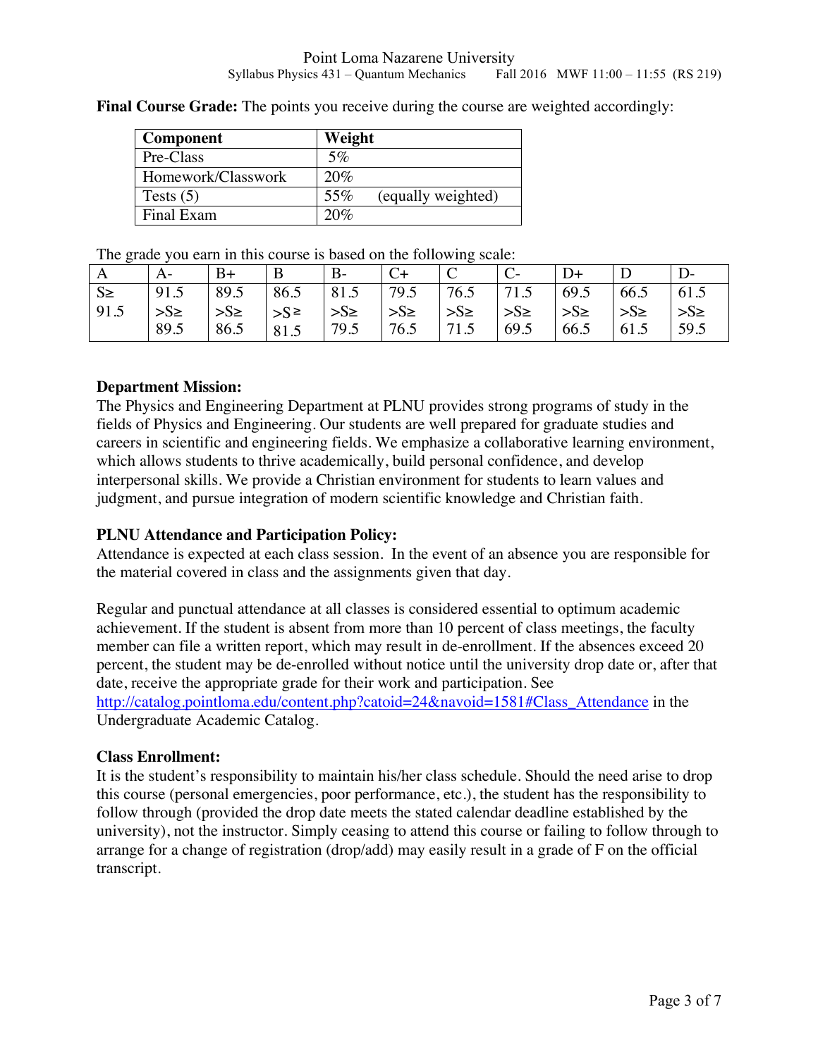**Final Course Grade:** The points you receive during the course are weighted accordingly:

| Component | Weight |
|---|---|
| Pre-Class | 5% |
| Homework/Classwork | 20% |
| Tests (5) | 55% (equally weighted) |
| Final Exam | 20% |

The grade you earn in this course is based on the following scale:

| A | A- | B+ | B | B- | C+ | C | C- | D+ | D | D- |
|---|---|---|---|---|---|---|---|---|---|---|
| S≥ 91.5 | 91.5 >S≥ 89.5 | 89.5 >S≥ 86.5 | 86.5 >S≥ 81.5 | 81.5 >S≥ 79.5 | 79.5 >S≥ 76.5 | 76.5 >S≥ 71.5 | 71.5 >S≥ 69.5 | 69.5 >S≥ 66.5 | 66.5 >S≥ 61.5 | 61.5 >S≥ 59.5 |

**Department Mission:**
The Physics and Engineering Department at PLNU provides strong programs of study in the fields of Physics and Engineering. Our students are well prepared for graduate studies and careers in scientific and engineering fields. We emphasize a collaborative learning environment, which allows students to thrive academically, build personal confidence, and develop interpersonal skills. We provide a Christian environment for students to learn values and judgment, and pursue integration of modern scientific knowledge and Christian faith.

**PLNU Attendance and Participation Policy:**
Attendance is expected at each class session. In the event of an absence you are responsible for the material covered in class and the assignments given that day.

Regular and punctual attendance at all classes is considered essential to optimum academic achievement. If the student is absent from more than 10 percent of class meetings, the faculty member can file a written report, which may result in de-enrollment. If the absences exceed 20 percent, the student may be de-enrolled without notice until the university drop date or, after that date, receive the appropriate grade for their work and participation. See http://catalog.pointloma.edu/content.php?catoid=24&navoid=1581#Class_Attendance in the Undergraduate Academic Catalog.

**Class Enrollment:**
It is the student's responsibility to maintain his/her class schedule. Should the need arise to drop this course (personal emergencies, poor performance, etc.), the student has the responsibility to follow through (provided the drop date meets the stated calendar deadline established by the university), not the instructor. Simply ceasing to attend this course or failing to follow through to arrange for a change of registration (drop/add) may easily result in a grade of F on the official transcript.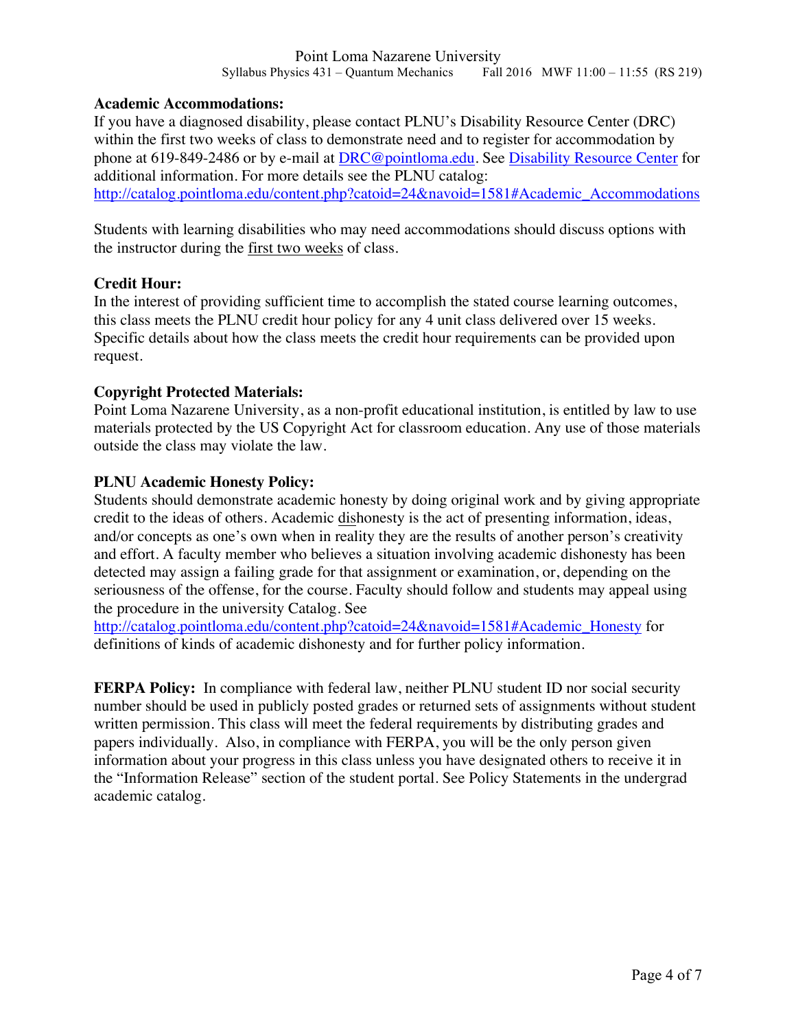**Academic Accommodations:**

If you have a diagnosed disability, please contact PLNU's Disability Resource Center (DRC) within the first two weeks of class to demonstrate need and to register for accommodation by phone at 619-849-2486 or by e-mail at DRC@pointloma.edu. See Disability Resource Center for additional information. For more details see the PLNU catalog: http://catalog.pointloma.edu/content.php?catoid=24&navoid=1581#Academic_Accommodations

Students with learning disabilities who may need accommodations should discuss options with the instructor during the first two weeks of class.

**Credit Hour:**

In the interest of providing sufficient time to accomplish the stated course learning outcomes, this class meets the PLNU credit hour policy for any 4 unit class delivered over 15 weeks. Specific details about how the class meets the credit hour requirements can be provided upon request.

**Copyright Protected Materials:**

Point Loma Nazarene University, as a non-profit educational institution, is entitled by law to use materials protected by the US Copyright Act for classroom education. Any use of those materials outside the class may violate the law.

**PLNU Academic Honesty Policy:**

Students should demonstrate academic honesty by doing original work and by giving appropriate credit to the ideas of others. Academic dishonesty is the act of presenting information, ideas, and/or concepts as one's own when in reality they are the results of another person's creativity and effort. A faculty member who believes a situation involving academic dishonesty has been detected may assign a failing grade for that assignment or examination, or, depending on the seriousness of the offense, for the course. Faculty should follow and students may appeal using the procedure in the university Catalog. See http://catalog.pointloma.edu/content.php?catoid=24&navoid=1581#Academic_Honesty for definitions of kinds of academic dishonesty and for further policy information.

**FERPA Policy:** In compliance with federal law, neither PLNU student ID nor social security number should be used in publicly posted grades or returned sets of assignments without student written permission. This class will meet the federal requirements by distributing grades and papers individually. Also, in compliance with FERPA, you will be the only person given information about your progress in this class unless you have designated others to receive it in the "Information Release" section of the student portal. See Policy Statements in the undergrad academic catalog.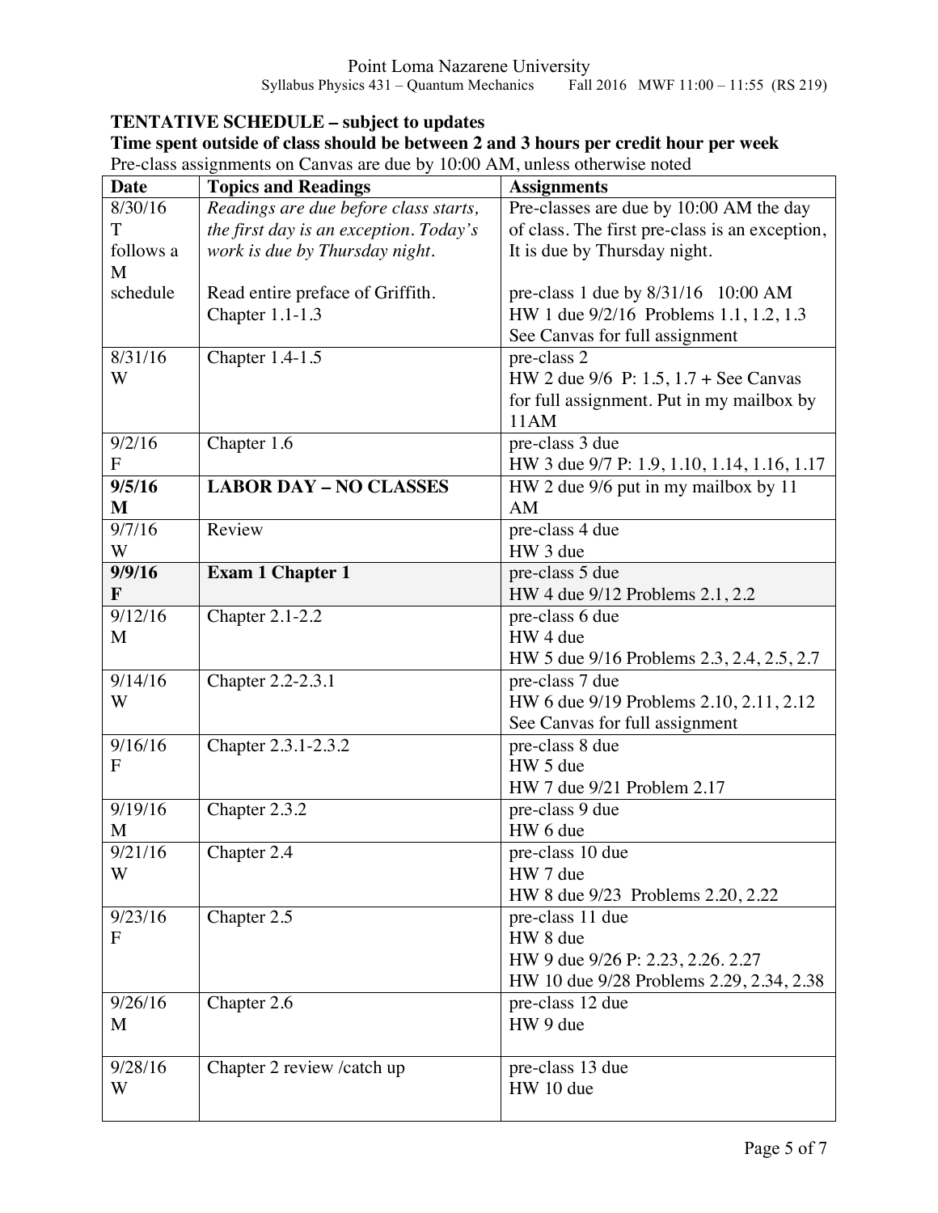**TENTATIVE SCHEDULE – subject to updates**

**Time spent outside of class should be between 2 and 3 hours per credit hour per week**

Pre-class assignments on Canvas are due by 10:00 AM, unless otherwise noted

| Date | Topics and Readings | Assignments |
|---|---|---|
| 8/30/16 T follows a M schedule | *Readings are due before class starts, the first day is an exception. Today's work is due by Thursday night.* Read entire preface of Griffith. Chapter 1.1-1.3 | Pre-classes are due by 10:00 AM the day of class. The first pre-class is an exception, It is due by Thursday night. pre-class 1 due by 8/31/16 10:00 AM HW 1 due 9/2/16 Problems 1.1, 1.2, 1.3 See Canvas for full assignment |
| 8/31/16 W | Chapter 1.4-1.5 | pre-class 2 HW 2 due 9/6 P: 1.5, 1.7 + See Canvas for full assignment. Put in my mailbox by 11AM |
| 9/2/16 F | Chapter 1.6 | pre-class 3 due HW 3 due 9/7 P: 1.9, 1.10, 1.14, 1.16, 1.17 |
| **9/5/16 M** | **LABOR DAY – NO CLASSES** | HW 2 due 9/6 put in my mailbox by 11 AM |
| 9/7/16 W | Review | pre-class 4 due HW 3 due |
| **9/9/16 F** | **Exam 1 Chapter 1** | pre-class 5 due HW 4 due 9/12 Problems 2.1, 2.2 |
| 9/12/16 M | Chapter 2.1-2.2 | pre-class 6 due HW 4 due HW 5 due 9/16 Problems 2.3, 2.4, 2.5, 2.7 |
| 9/14/16 W | Chapter 2.2-2.3.1 | pre-class 7 due HW 6 due 9/19 Problems 2.10, 2.11, 2.12 See Canvas for full assignment |
| 9/16/16 F | Chapter 2.3.1-2.3.2 | pre-class 8 due HW 5 due HW 7 due 9/21 Problem 2.17 |
| 9/19/16 M | Chapter 2.3.2 | pre-class 9 due HW 6 due |
| 9/21/16 W | Chapter 2.4 | pre-class 10 due HW 7 due HW 8 due 9/23 Problems 2.20, 2.22 |
| 9/23/16 F | Chapter 2.5 | pre-class 11 due HW 8 due HW 9 due 9/26 P: 2.23, 2.26. 2.27 HW 10 due 9/28 Problems 2.29, 2.34, 2.38 |
| 9/26/16 M | Chapter 2.6 | pre-class 12 due HW 9 due |
| 9/28/16 W | Chapter 2 review /catch up | pre-class 13 due HW 10 due |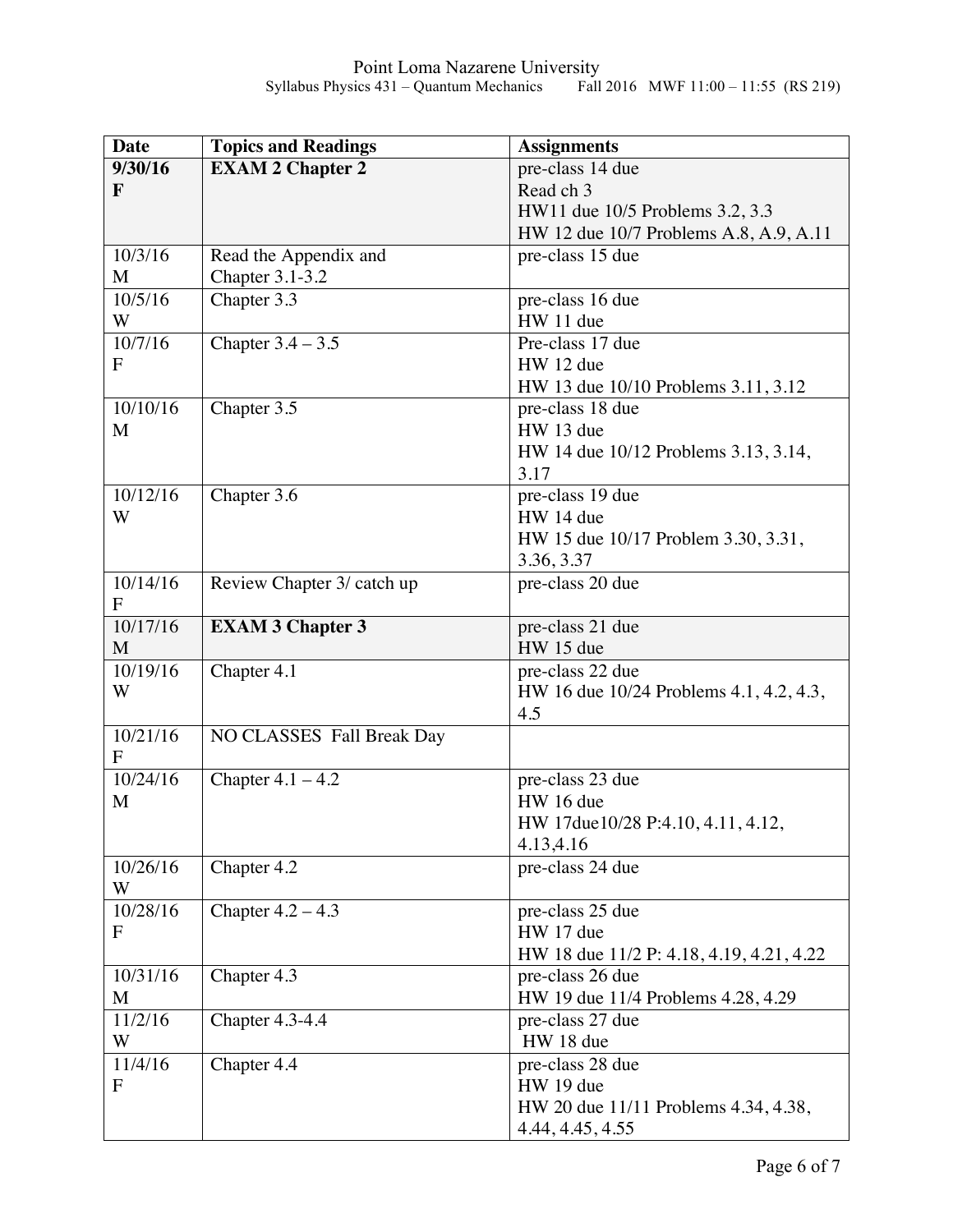Point Loma Nazarene University
Syllabus Physics 431 – Quantum Mechanics Fall 2016 MWF 11:00 – 11:55 (RS 219)

| Date | Topics and Readings | Assignments |
|---|---|---|
| **9/30/16 F** | **EXAM 2 Chapter 2** | pre-class 14 due<br>Read ch 3<br>HW11 due 10/5 Problems 3.2, 3.3<br>HW 12 due 10/7 Problems A.8, A.9, A.11 |
| 10/3/16 M | Read the Appendix and Chapter 3.1-3.2 | pre-class 15 due |
| 10/5/16 W | Chapter 3.3 | pre-class 16 due<br>HW 11 due |
| 10/7/16 F | Chapter 3.4 – 3.5 | Pre-class 17 due<br>HW 12 due<br>HW 13 due 10/10 Problems 3.11, 3.12 |
| 10/10/16 M | Chapter 3.5 | pre-class 18 due<br>HW 13 due<br>HW 14 due 10/12 Problems 3.13, 3.14, 3.17 |
| 10/12/16 W | Chapter 3.6 | pre-class 19 due<br>HW 14 due<br>HW 15 due 10/17 Problem 3.30, 3.31, 3.36, 3.37 |
| 10/14/16 F | Review Chapter 3/ catch up | pre-class 20 due |
| 10/17/16 M | **EXAM 3 Chapter 3** | pre-class 21 due<br>HW 15 due |
| 10/19/16 W | Chapter 4.1 | pre-class 22 due<br>HW 16 due 10/24 Problems 4.1, 4.2, 4.3, 4.5 |
| 10/21/16 F | NO CLASSES Fall Break Day | |
| 10/24/16 M | Chapter 4.1 – 4.2 | pre-class 23 due<br>HW 16 due<br>HW 17due10/28 P:4.10, 4.11, 4.12, 4.13,4.16 |
| 10/26/16 W | Chapter 4.2 | pre-class 24 due |
| 10/28/16 F | Chapter 4.2 – 4.3 | pre-class 25 due<br>HW 17 due<br>HW 18 due 11/2 P: 4.18, 4.19, 4.21, 4.22 |
| 10/31/16 M | Chapter 4.3 | pre-class 26 due<br>HW 19 due 11/4 Problems 4.28, 4.29 |
| 11/2/16 W | Chapter 4.3-4.4 | pre-class 27 due<br>HW 18 due |
| 11/4/16 F | Chapter 4.4 | pre-class 28 due<br>HW 19 due<br>HW 20 due 11/11 Problems 4.34, 4.38, 4.44, 4.45, 4.55 |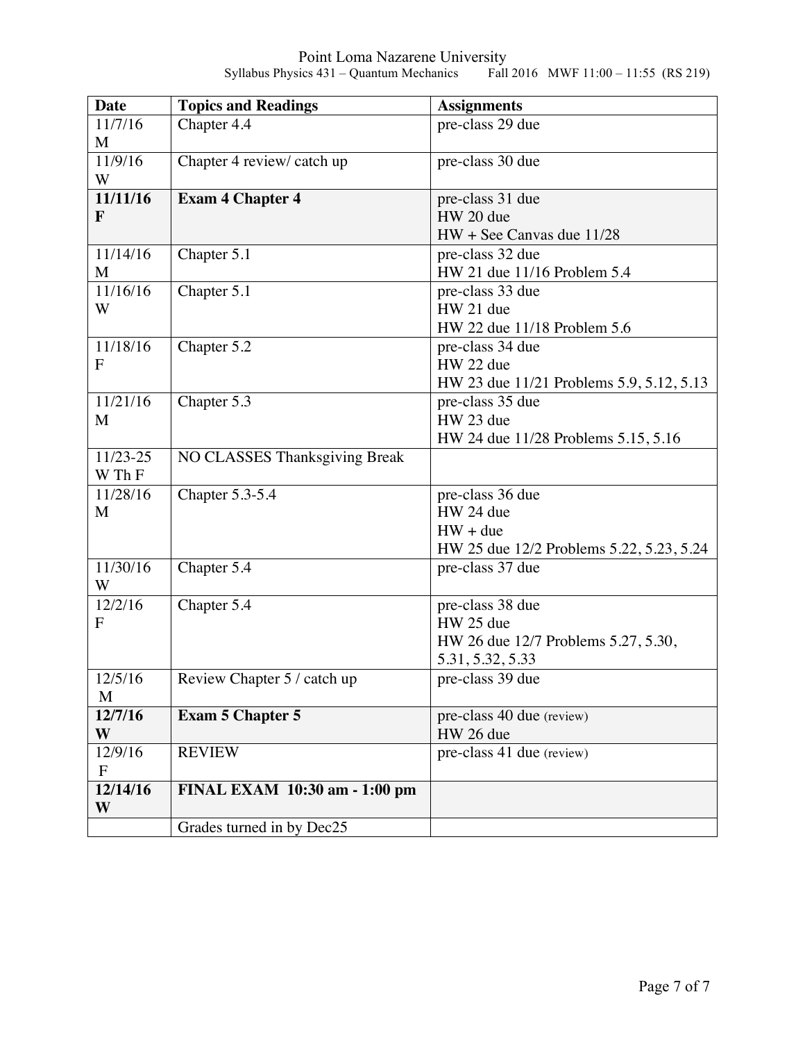| Date | Topics and Readings | Assignments |
|---|---|---|
| 11/7/16 M | Chapter 4.4 | pre-class 29 due |
| 11/9/16 W | Chapter 4 review/ catch up | pre-class 30 due |
| **11/11/16 F** | **Exam 4 Chapter 4** | pre-class 31 due<br>HW 20 due<br>HW + See Canvas due 11/28 |
| 11/14/16 M | Chapter 5.1 | pre-class 32 due<br>HW 21 due 11/16 Problem 5.4 |
| 11/16/16 W | Chapter 5.1 | pre-class 33 due<br>HW 21 due<br>HW 22 due 11/18 Problem 5.6 |
| 11/18/16 F | Chapter 5.2 | pre-class 34 due<br>HW 22 due<br>HW 23 due 11/21 Problems 5.9, 5.12, 5.13 |
| 11/21/16 M | Chapter 5.3 | pre-class 35 due<br>HW 23 due<br>HW 24 due 11/28 Problems 5.15, 5.16 |
| 11/23-25 W Th F | NO CLASSES Thanksgiving Break | |
| 11/28/16 M | Chapter 5.3-5.4 | pre-class 36 due<br>HW 24 due<br>HW + due<br>HW 25 due 12/2 Problems 5.22, 5.23, 5.24 |
| 11/30/16 W | Chapter 5.4 | pre-class 37 due |
| 12/2/16 F | Chapter 5.4 | pre-class 38 due<br>HW 25 due<br>HW 26 due 12/7 Problems 5.27, 5.30, 5.31, 5.32, 5.33 |
| 12/5/16 M | Review Chapter 5 / catch up | pre-class 39 due |
| **12/7/16 W** | **Exam 5 Chapter 5** | pre-class 40 due (review)<br>HW 26 due |
| 12/9/16 F | REVIEW | pre-class 41 due (review) |
| **12/14/16 W** | **FINAL EXAM 10:30 am - 1:00 pm** | |
| | Grades turned in by Dec25 | |